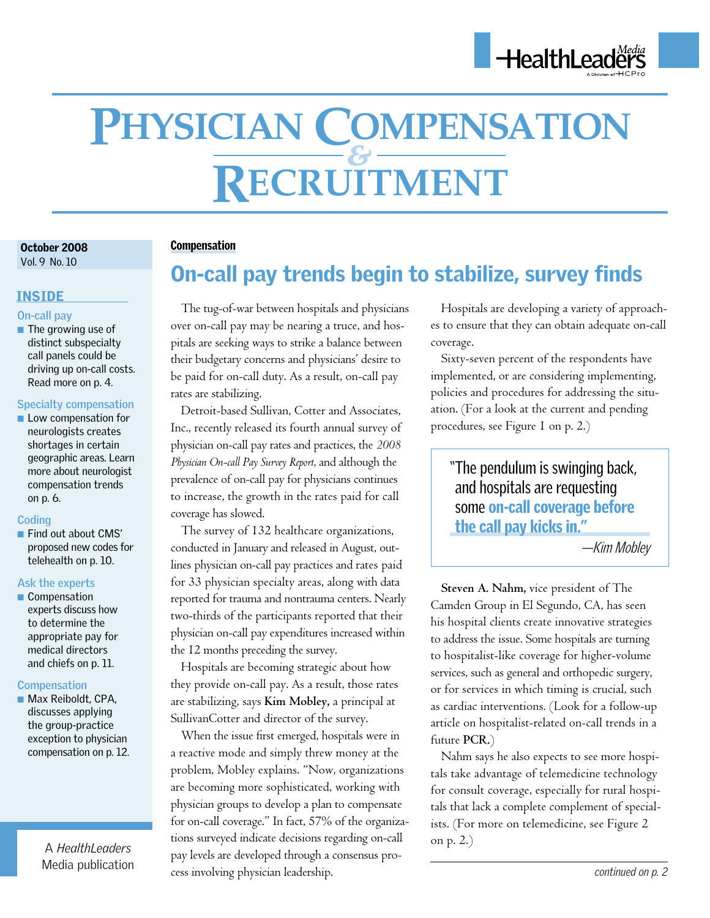HealthLeaders Media — A Division of HCPro

# PHYSICIAN COMPENSATION & RECRUITMENT

**October 2008**
Vol. 9 No. 10

## INSIDE

**On-call pay**

- The growing use of distinct subspecialty call panels could be driving up on-call costs. Read more on p. 4.

**Specialty compensation**

- Low compensation for neurologists creates shortages in certain geographic areas. Learn more about neurologist compensation trends on p. 6.

**Coding**

- Find out about CMS' proposed new codes for telehealth on p. 10.

**Ask the experts**

- Compensation experts discuss how to determine the appropriate pay for medical directors and chiefs on p. 11.

**Compensation**

- Max Reiboldt, CPA, discusses applying the group-practice exception to physician compensation on p. 12.

A *HealthLeaders* Media publication

**Compensation**

## On-call pay trends begin to stabilize, survey finds

The tug-of-war between hospitals and physicians over on-call pay may be nearing a truce, and hospitals are seeking ways to strike a balance between their budgetary concerns and physicians' desire to be paid for on-call duty. As a result, on-call pay rates are stabilizing.

Detroit-based Sullivan, Cotter and Associates, Inc., recently released its fourth annual survey of physician on-call pay rates and practices, the *2008 Physician On-call Pay Survey Report*, and although the prevalence of on-call pay for physicians continues to increase, the growth in the rates paid for call coverage has slowed.

The survey of 132 healthcare organizations, conducted in January and released in August, outlines physician on-call pay practices and rates paid for 33 physician specialty areas, along with data reported for trauma and nontrauma centers. Nearly two-thirds of the participants reported that their physician on-call pay expenditures increased within the 12 months preceding the survey.

Hospitals are becoming strategic about how they provide on-call pay. As a result, those rates are stabilizing, says **Kim Mobley,** a principal at SullivanCotter and director of the survey.

When the issue first emerged, hospitals were in a reactive mode and simply threw money at the problem, Mobley explains. "Now, organizations are becoming more sophisticated, working with physician groups to develop a plan to compensate for on-call coverage." In fact, 57% of the organizations surveyed indicate decisions regarding on-call pay levels are developed through a consensus process involving physician leadership.

Hospitals are developing a variety of approaches to ensure that they can obtain adequate on-call coverage.

Sixty-seven percent of the respondents have implemented, or are considering implementing, policies and procedures for addressing the situation. (For a look at the current and pending procedures, see Figure 1 on p. 2.)

> "The pendulum is swinging back, and hospitals are requesting some **on-call coverage before the call pay kicks in.**"
>
> *—Kim Mobley*

**Steven A. Nahm,** vice president of The Camden Group in El Segundo, CA, has seen his hospital clients create innovative strategies to address the issue. Some hospitals are turning to hospitalist-like coverage for higher-volume services, such as general and orthopedic surgery, or for services in which timing is crucial, such as cardiac interventions. (Look for a follow-up article on hospitalist-related on-call trends in a future **PCR.**)

Nahm says he also expects to see more hospitals take advantage of telemedicine technology for consult coverage, especially for rural hospitals that lack a complete complement of specialists. (For more on telemedicine, see Figure 2 on p. 2.)

*continued on p. 2*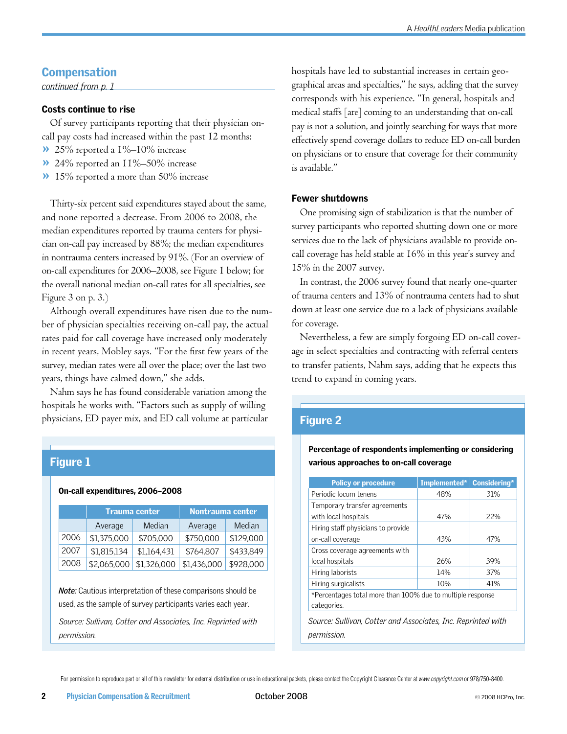## Compensation

*continued from p. 1*

### Costs continue to rise

Of survey participants reporting that their physician on-call pay costs had increased within the past 12 months:

- 25% reported a 1%–10% increase
- 24% reported an 11%–50% increase
- 15% reported a more than 50% increase

Thirty-six percent said expenditures stayed about the same, and none reported a decrease. From 2006 to 2008, the median expenditures reported by trauma centers for physician on-call pay increased by 88%; the median expenditures in nontrauma centers increased by 91%. (For an overview of on-call expenditures for 2006–2008, see Figure 1 below; for the overall national median on-call rates for all specialties, see Figure 3 on p. 3.)

Although overall expenditures have risen due to the number of physician specialties receiving on-call pay, the actual rates paid for call coverage have increased only moderately in recent years, Mobley says. "For the first few years of the survey, median rates were all over the place; over the last two years, things have calmed down," she adds.

Nahm says he has found considerable variation among the hospitals he works with. "Factors such as supply of willing physicians, ED payer mix, and ED call volume at particular hospitals have led to substantial increases in certain geographical areas and specialties," he says, adding that the survey corresponds with his experience. "In general, hospitals and medical staffs [are] coming to an understanding that on-call pay is not a solution, and jointly searching for ways that more effectively spend coverage dollars to reduce ED on-call burden on physicians or to ensure that coverage for their community is available."

### Fewer shutdowns

One promising sign of stabilization is that the number of survey participants who reported shutting down one or more services due to the lack of physicians available to provide on-call coverage has held stable at 16% in this year's survey and 15% in the 2007 survey.

In contrast, the 2006 survey found that nearly one-quarter of trauma centers and 13% of nontrauma centers had to shut down at least one service due to a lack of physicians available for coverage.

Nevertheless, a few are simply forgoing ED on-call coverage in select specialties and contracting with referral centers to transfer patients, Nahm says, adding that he expects this trend to expand in coming years.

### Figure 1

**On-call expenditures, 2006–2008**

| | Trauma center | | Nontrauma center | |
|---|---|---|---|---|
| | Average | Median | Average | Median |
| 2006 | $1,375,000 | $705,000 | $750,000 | $129,000 |
| 2007 | $1,815,134 | $1,164,431 | $764,807 | $433,849 |
| 2008 | $2,065,000 | $1,326,000 | $1,436,000 | $928,000 |

***Note:*** Cautious interpretation of these comparisons should be used, as the sample of survey participants varies each year.

*Source: Sullivan, Cotter and Associates, Inc. Reprinted with permission.*

### Figure 2

**Percentage of respondents implementing or considering various approaches to on-call coverage**

| Policy or procedure | Implemented* | Considering* |
|---|---|---|
| Periodic locum tenens | 48% | 31% |
| Temporary transfer agreements with local hospitals | 47% | 22% |
| Hiring staff physicians to provide on-call coverage | 43% | 47% |
| Cross coverage agreements with local hospitals | 26% | 39% |
| Hiring laborists | 14% | 37% |
| Hiring surgicalists | 10% | 41% |

*Percentages total more than 100% due to multiple response categories.

*Source: Sullivan, Cotter and Associates, Inc. Reprinted with permission.*

For permission to reproduce part or all of this newsletter for external distribution or use in educational packets, please contact the Copyright Clearance Center at *www.copyright.com* or 978/750-8400.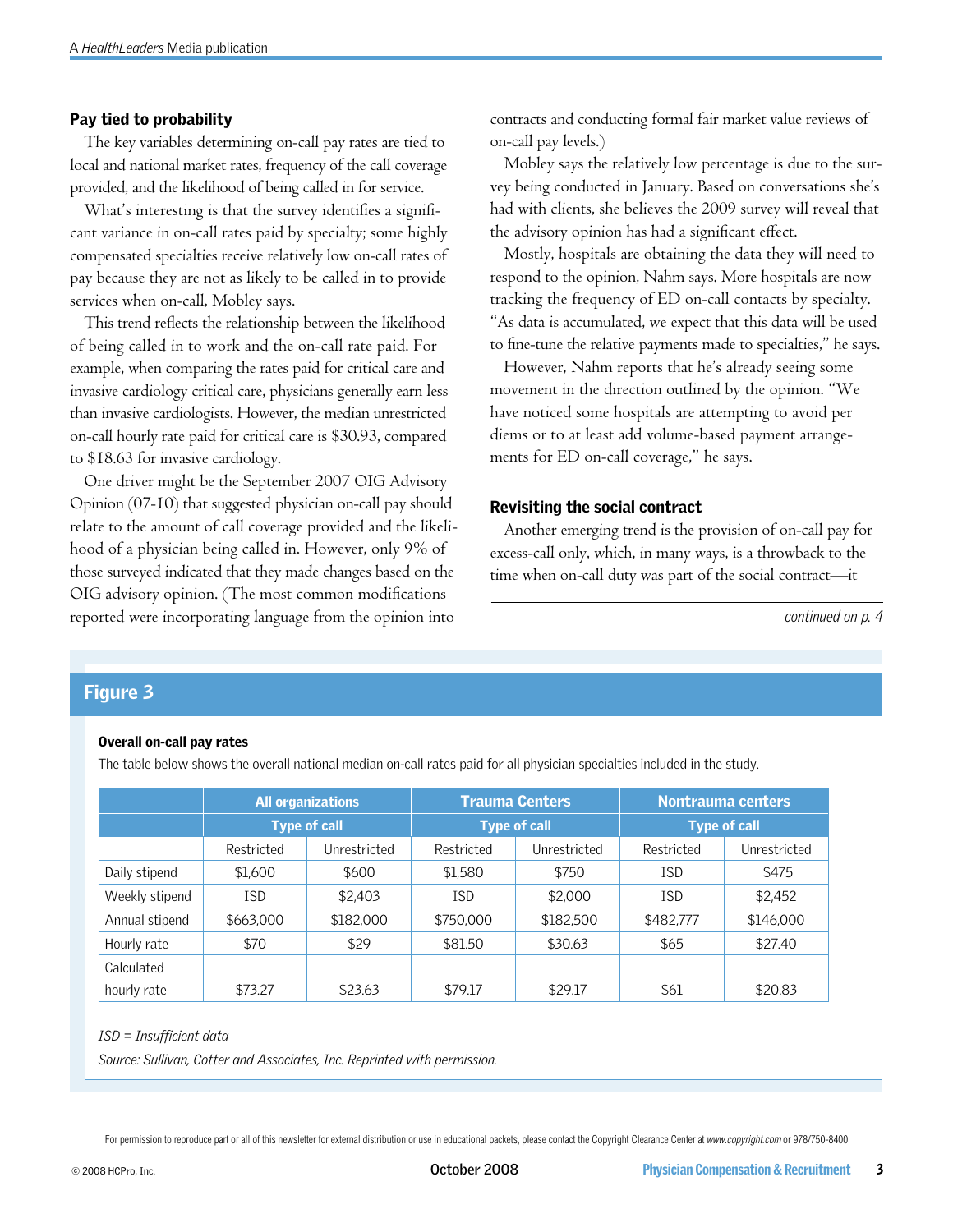## Pay tied to probability

The key variables determining on-call pay rates are tied to local and national market rates, frequency of the call coverage provided, and the likelihood of being called in for service.

What's interesting is that the survey identifies a significant variance in on-call rates paid by specialty; some highly compensated specialties receive relatively low on-call rates of pay because they are not as likely to be called in to provide services when on-call, Mobley says.

This trend reflects the relationship between the likelihood of being called in to work and the on-call rate paid. For example, when comparing the rates paid for critical care and invasive cardiology critical care, physicians generally earn less than invasive cardiologists. However, the median unrestricted on-call hourly rate paid for critical care is $30.93, compared to $18.63 for invasive cardiology.

One driver might be the September 2007 OIG Advisory Opinion (07-10) that suggested physician on-call pay should relate to the amount of call coverage provided and the likelihood of a physician being called in. However, only 9% of those surveyed indicated that they made changes based on the OIG advisory opinion. (The most common modifications reported were incorporating language from the opinion into contracts and conducting formal fair market value reviews of on-call pay levels.)

Mobley says the relatively low percentage is due to the survey being conducted in January. Based on conversations she's had with clients, she believes the 2009 survey will reveal that the advisory opinion has had a significant effect.

Mostly, hospitals are obtaining the data they will need to respond to the opinion, Nahm says. More hospitals are now tracking the frequency of ED on-call contacts by specialty. "As data is accumulated, we expect that this data will be used to fine-tune the relative payments made to specialties," he says.

However, Nahm reports that he's already seeing some movement in the direction outlined by the opinion. "We have noticed some hospitals are attempting to avoid per diems or to at least add volume-based payment arrangements for ED on-call coverage," he says.

## Revisiting the social contract

Another emerging trend is the provision of on-call pay for excess-call only, which, in many ways, is a throwback to the time when on-call duty was part of the social contract—it

*continued on p. 4*

## Figure 3

**Overall on-call pay rates**

The table below shows the overall national median on-call rates paid for all physician specialties included in the study.

| | All organizations | | Trauma Centers | | Nontrauma centers | |
|---|---|---|---|---|---|---|
| | Type of call | | Type of call | | Type of call | |
| | Restricted | Unrestricted | Restricted | Unrestricted | Restricted | Unrestricted |
| Daily stipend | $1,600 | $600 | $1,580 | $750 | ISD | $475 |
| Weekly stipend | ISD | $2,403 | ISD | $2,000 | ISD | $2,452 |
| Annual stipend | $663,000 | $182,000 | $750,000 | $182,500 | $482,777 | $146,000 |
| Hourly rate | $70 | $29 | $81.50 | $30.63 | $65 | $27.40 |
| Calculated hourly rate | $73.27 | $23.63 | $79.17 | $29.17 | $61 | $20.83 |

*ISD = Insufficient data*

*Source: Sullivan, Cotter and Associates, Inc. Reprinted with permission.*

For permission to reproduce part or all of this newsletter for external distribution or use in educational packets, please contact the Copyright Clearance Center at *www.copyright.com* or 978/750-8400.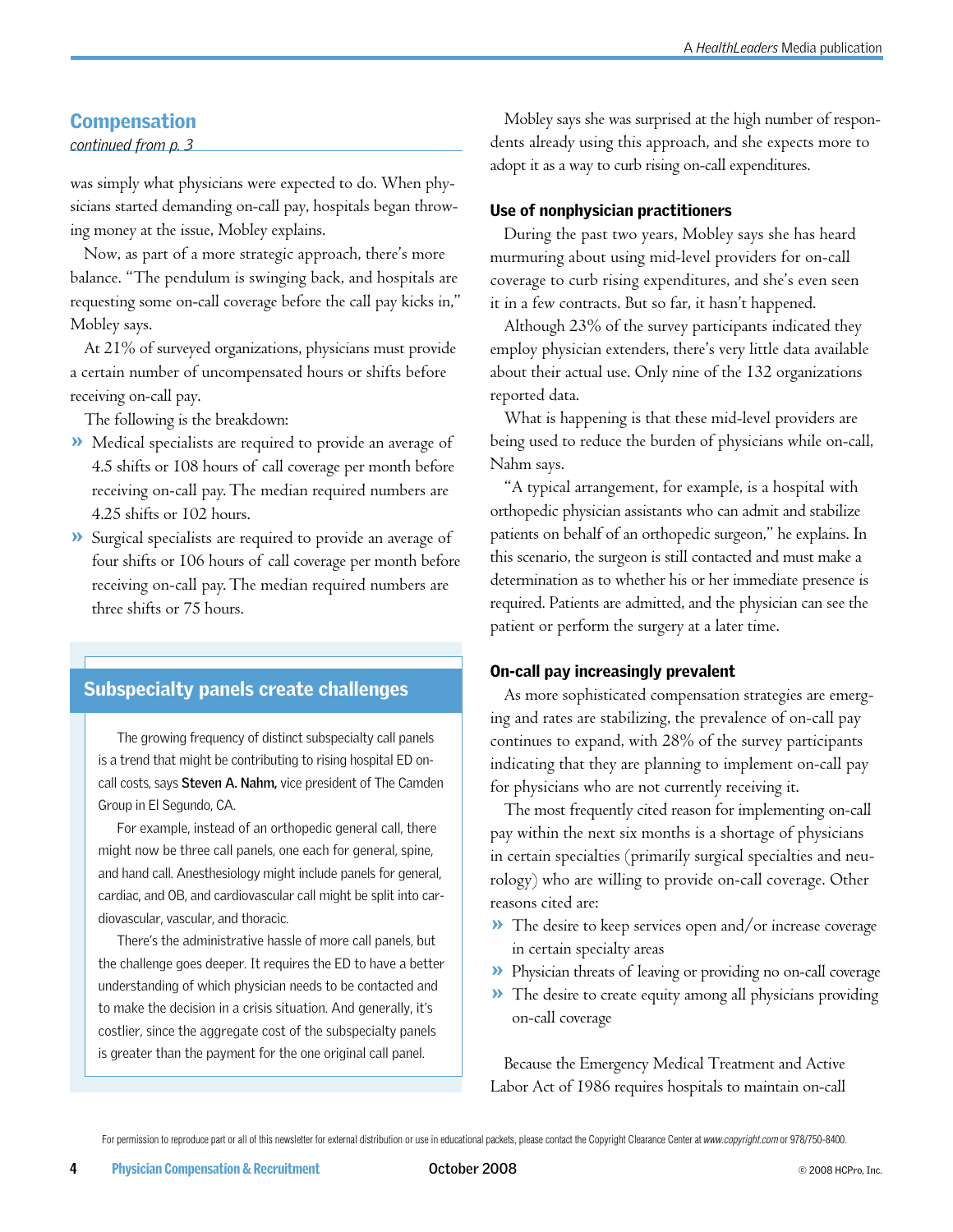## Compensation

*continued from p. 3*

was simply what physicians were expected to do. When physicians started demanding on-call pay, hospitals began throwing money at the issue, Mobley explains.

Now, as part of a more strategic approach, there's more balance. "The pendulum is swinging back, and hospitals are requesting some on-call coverage before the call pay kicks in," Mobley says.

At 21% of surveyed organizations, physicians must provide a certain number of uncompensated hours or shifts before receiving on-call pay.

The following is the breakdown:

- Medical specialists are required to provide an average of 4.5 shifts or 108 hours of call coverage per month before receiving on-call pay. The median required numbers are 4.25 shifts or 102 hours.
- Surgical specialists are required to provide an average of four shifts or 106 hours of call coverage per month before receiving on-call pay. The median required numbers are three shifts or 75 hours.

### Subspecialty panels create challenges

The growing frequency of distinct subspecialty call panels is a trend that might be contributing to rising hospital ED on-call costs, says **Steven A. Nahm,** vice president of The Camden Group in El Segundo, CA.

For example, instead of an orthopedic general call, there might now be three call panels, one each for general, spine, and hand call. Anesthesiology might include panels for general, cardiac, and OB, and cardiovascular call might be split into cardiovascular, vascular, and thoracic.

There's the administrative hassle of more call panels, but the challenge goes deeper. It requires the ED to have a better understanding of which physician needs to be contacted and to make the decision in a crisis situation. And generally, it's costlier, since the aggregate cost of the subspecialty panels is greater than the payment for the one original call panel.

Mobley says she was surprised at the high number of respondents already using this approach, and she expects more to adopt it as a way to curb rising on-call expenditures.

### Use of nonphysician practitioners

During the past two years, Mobley says she has heard murmuring about using mid-level providers for on-call coverage to curb rising expenditures, and she's even seen it in a few contracts. But so far, it hasn't happened.

Although 23% of the survey participants indicated they employ physician extenders, there's very little data available about their actual use. Only nine of the 132 organizations reported data.

What is happening is that these mid-level providers are being used to reduce the burden of physicians while on-call, Nahm says.

"A typical arrangement, for example, is a hospital with orthopedic physician assistants who can admit and stabilize patients on behalf of an orthopedic surgeon," he explains. In this scenario, the surgeon is still contacted and must make a determination as to whether his or her immediate presence is required. Patients are admitted, and the physician can see the patient or perform the surgery at a later time.

### On-call pay increasingly prevalent

As more sophisticated compensation strategies are emerging and rates are stabilizing, the prevalence of on-call pay continues to expand, with 28% of the survey participants indicating that they are planning to implement on-call pay for physicians who are not currently receiving it.

The most frequently cited reason for implementing on-call pay within the next six months is a shortage of physicians in certain specialties (primarily surgical specialties and neurology) who are willing to provide on-call coverage. Other reasons cited are:

- The desire to keep services open and/or increase coverage in certain specialty areas
- Physician threats of leaving or providing no on-call coverage
- The desire to create equity among all physicians providing on-call coverage

Because the Emergency Medical Treatment and Active Labor Act of 1986 requires hospitals to maintain on-call

For permission to reproduce part or all of this newsletter for external distribution or use in educational packets, please contact the Copyright Clearance Center at *www.copyright.com* or 978/750-8400.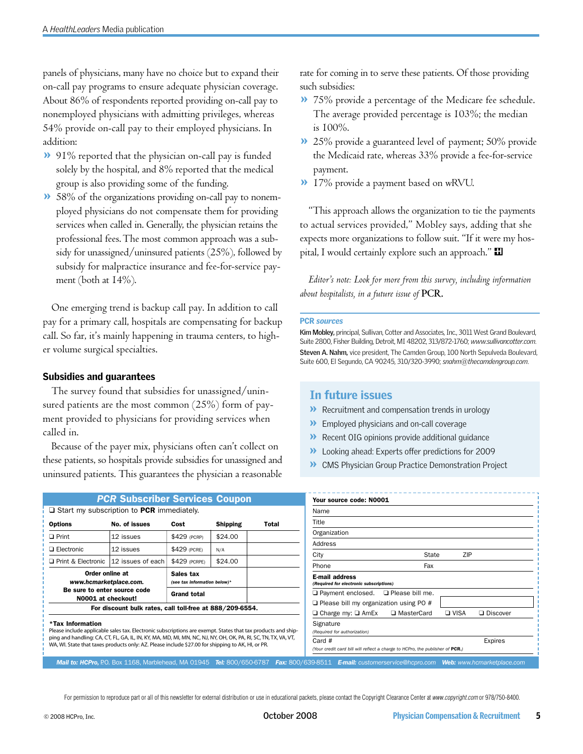panels of physicians, many have no choice but to expand their on-call pay programs to ensure adequate physician coverage. About 86% of respondents reported providing on-call pay to nonemployed physicians with admitting privileges, whereas 54% provide on-call pay to their employed physicians. In addition:

- 91% reported that the physician on-call pay is funded solely by the hospital, and 8% reported that the medical group is also providing some of the funding.
- 58% of the organizations providing on-call pay to nonemployed physicians do not compensate them for providing services when called in. Generally, the physician retains the professional fees. The most common approach was a subsidy for unassigned/uninsured patients (25%), followed by subsidy for malpractice insurance and fee-for-service payment (both at 14%).

One emerging trend is backup call pay. In addition to call pay for a primary call, hospitals are compensating for backup call. So far, it's mainly happening in trauma centers, to higher volume surgical specialties.

### Subsidies and guarantees

The survey found that subsidies for unassigned/uninsured patients are the most common (25%) form of payment provided to physicians for providing services when called in.

Because of the payer mix, physicians often can't collect on these patients, so hospitals provide subsidies for unassigned and uninsured patients. This guarantees the physician a reasonable rate for coming in to serve these patients. Of those providing such subsidies:

- 75% provide a percentage of the Medicare fee schedule. The average provided percentage is 103%; the median is 100%.
- 25% provide a guaranteed level of payment; 50% provide the Medicaid rate, whereas 33% provide a fee-for-service payment.
- 17% provide a payment based on wRVU.

"This approach allows the organization to tie the payments to actual services provided," Mobley says, adding that she expects more organizations to follow suit. "If it were my hospital, I would certainly explore such an approach."

*Editor's note: Look for more from this survey, including information about hospitalists, in a future issue of* **PCR.**

**PCR *sources***

**Kim Mobley,** principal, Sullivan, Cotter and Associates, Inc., 3011 West Grand Boulevard, Suite 2800, Fisher Building, Detroit, MI 48202, 313/872-1760; *www.sullivancotter.com.*

**Steven A. Nahm,** vice president, The Camden Group, 100 North Sepulveda Boulevard, Suite 600, El Segundo, CA 90245, 310/320-3990; *snahm@thecamdengroup.com.*

## In future issues

- Recruitment and compensation trends in urology
- Employed physicians and on-call coverage
- Recent OIG opinions provide additional guidance
- Looking ahead: Experts offer predictions for 2009
- CMS Physician Group Practice Demonstration Project

## *PCR* Subscriber Services Coupon

❑ Start my subscription to **PCR** immediately.

| Options | No. of issues | Cost | Shipping | Total |
|---|---|---|---|---|
| ❑ Print | 12 issues | $429 (PCRP) | $24.00 | |
| ❑ Electronic | 12 issues | $429 (PCRE) | N/A | |
| ❑ Print & Electronic | 12 issues of each | $429 (PCRPE) | $24.00 | |
| Order online at *www.hcmarketplace.com.* Be sure to enter source code N0001 at checkout! | | Sales tax *(see tax information below)** | | |
| | | Grand total | | |

**For discount bulk rates, call toll-free at 888/209-6554.**

**\*Tax Information**
Please include applicable sales tax. Electronic subscriptions are exempt. States that tax products and shipping and handling: CA, CT, FL, GA, IL, IN, KY, MA, MD, MI, MN, NC, NJ, NY, OH, OK, PA, RI, SC, TN, TX, VA, VT, WA, WI. State that taxes products only: AZ. Please include $27.00 for shipping to AK, HI, or PR.

**Your source code: N0001**

Name
Title
Organization
Address
City State ZIP
Phone Fax
**E-mail address**
*(Required for electronic subscriptions)*
❑ Payment enclosed. ❑ Please bill me.
❑ Please bill my organization using PO #
❑ Charge my: ❑ AmEx ❑ MasterCard ❑ VISA ❑ Discover
Signature
*(Required for authorization)*
Card # Expires
*(Your credit card bill will reflect a charge to HCPro, the publisher of* **PCR.***)*

***Mail to: HCPro,*** P.O. Box 1168, Marblehead, MA 01945 ***Tel:*** 800/650-6787 ***Fax:*** 800/639-8511 ***E-mail:*** *customerservice@hcpro.com* ***Web:*** *www.hcmarketplace.com*

For permission to reproduce part or all of this newsletter for external distribution or use in educational packets, please contact the Copyright Clearance Center at *www.copyright.com* or 978/750-8400.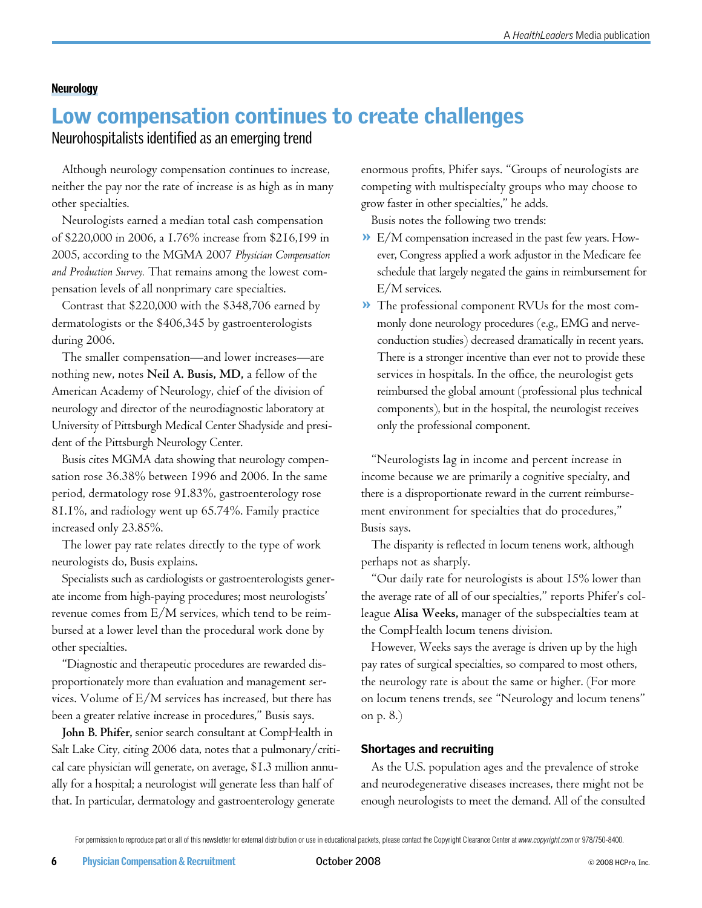**Neurology**

# Low compensation continues to create challenges

## Neurohospitalists identified as an emerging trend

Although neurology compensation continues to increase, neither the pay nor the rate of increase is as high as in many other specialties.

Neurologists earned a median total cash compensation of $220,000 in 2006, a 1.76% increase from $216,199 in 2005, according to the MGMA 2007 *Physician Compensation and Production Survey.* That remains among the lowest compensation levels of all nonprimary care specialties.

Contrast that $220,000 with the $348,706 earned by dermatologists or the $406,345 by gastroenterologists during 2006.

The smaller compensation—and lower increases—are nothing new, notes **Neil A. Busis, MD,** a fellow of the American Academy of Neurology, chief of the division of neurology and director of the neurodiagnostic laboratory at University of Pittsburgh Medical Center Shadyside and president of the Pittsburgh Neurology Center.

Busis cites MGMA data showing that neurology compensation rose 36.38% between 1996 and 2006. In the same period, dermatology rose 91.83%, gastroenterology rose 81.1%, and radiology went up 65.74%. Family practice increased only 23.85%.

The lower pay rate relates directly to the type of work neurologists do, Busis explains.

Specialists such as cardiologists or gastroenterologists generate income from high-paying procedures; most neurologists' revenue comes from E/M services, which tend to be reimbursed at a lower level than the procedural work done by other specialties.

"Diagnostic and therapeutic procedures are rewarded disproportionately more than evaluation and management services. Volume of E/M services has increased, but there has been a greater relative increase in procedures," Busis says.

**John B. Phifer,** senior search consultant at CompHealth in Salt Lake City, citing 2006 data, notes that a pulmonary/critical care physician will generate, on average, $1.3 million annually for a hospital; a neurologist will generate less than half of that. In particular, dermatology and gastroenterology generate enormous profits, Phifer says. "Groups of neurologists are competing with multispecialty groups who may choose to grow faster in other specialties," he adds.

Busis notes the following two trends:

- E/M compensation increased in the past few years. However, Congress applied a work adjustor in the Medicare fee schedule that largely negated the gains in reimbursement for E/M services.
- The professional component RVUs for the most commonly done neurology procedures (e.g., EMG and nerve-conduction studies) decreased dramatically in recent years. There is a stronger incentive than ever not to provide these services in hospitals. In the office, the neurologist gets reimbursed the global amount (professional plus technical components), but in the hospital, the neurologist receives only the professional component.

"Neurologists lag in income and percent increase in income because we are primarily a cognitive specialty, and there is a disproportionate reward in the current reimbursement environment for specialties that do procedures," Busis says.

The disparity is reflected in locum tenens work, although perhaps not as sharply.

"Our daily rate for neurologists is about 15% lower than the average rate of all of our specialties," reports Phifer's colleague **Alisa Weeks,** manager of the subspecialties team at the CompHealth locum tenens division.

However, Weeks says the average is driven up by the high pay rates of surgical specialties, so compared to most others, the neurology rate is about the same or higher. (For more on locum tenens trends, see "Neurology and locum tenens" on p. 8.)

### Shortages and recruiting

As the U.S. population ages and the prevalence of stroke and neurodegenerative diseases increases, there might not be enough neurologists to meet the demand. All of the consulted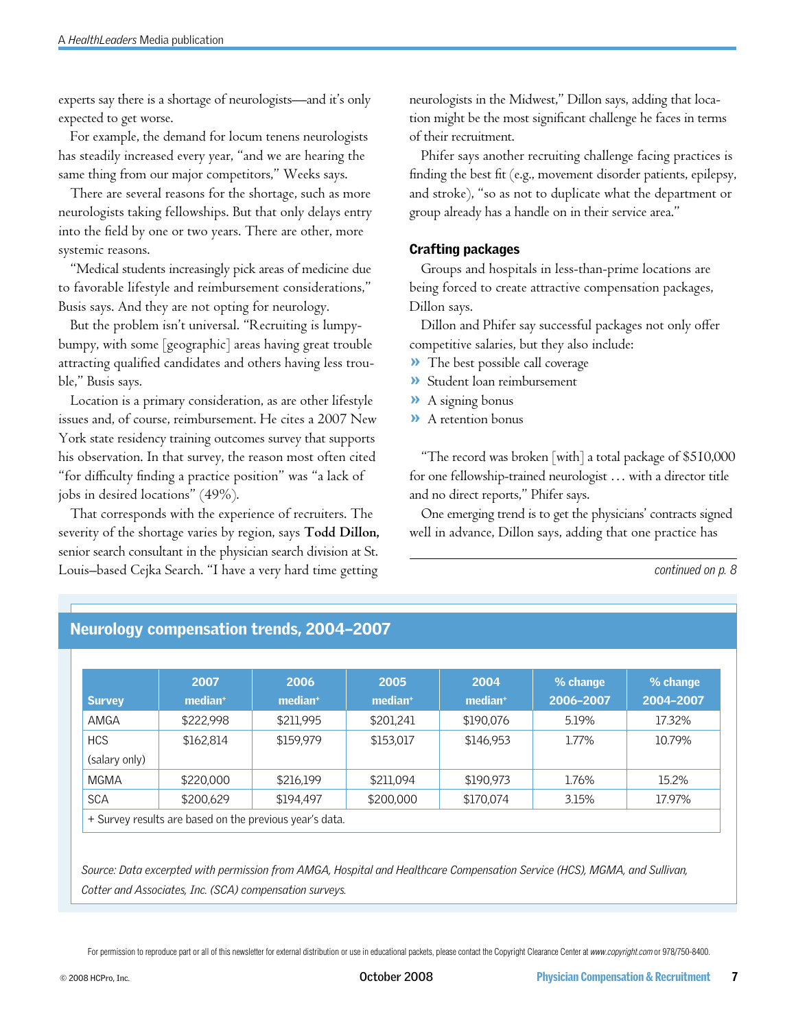experts say there is a shortage of neurologists—and it's only expected to get worse.

For example, the demand for locum tenens neurologists has steadily increased every year, "and we are hearing the same thing from our major competitors," Weeks says.

There are several reasons for the shortage, such as more neurologists taking fellowships. But that only delays entry into the field by one or two years. There are other, more systemic reasons.

"Medical students increasingly pick areas of medicine due to favorable lifestyle and reimbursement considerations," Busis says. And they are not opting for neurology.

But the problem isn't universal. "Recruiting is lumpy-bumpy, with some [geographic] areas having great trouble attracting qualified candidates and others having less trouble," Busis says.

Location is a primary consideration, as are other lifestyle issues and, of course, reimbursement. He cites a 2007 New York state residency training outcomes survey that supports his observation. In that survey, the reason most often cited "for difficulty finding a practice position" was "a lack of jobs in desired locations" (49%).

That corresponds with the experience of recruiters. The severity of the shortage varies by region, says **Todd Dillon,** senior search consultant in the physician search division at St. Louis–based Cejka Search. "I have a very hard time getting neurologists in the Midwest," Dillon says, adding that location might be the most significant challenge he faces in terms of their recruitment.

Phifer says another recruiting challenge facing practices is finding the best fit (e.g., movement disorder patients, epilepsy, and stroke), "so as not to duplicate what the department or group already has a handle on in their service area."

### Crafting packages

Groups and hospitals in less-than-prime locations are being forced to create attractive compensation packages, Dillon says.

Dillon and Phifer say successful packages not only offer competitive salaries, but they also include:

- The best possible call coverage
- Student loan reimbursement
- A signing bonus
- A retention bonus

"The record was broken [with] a total package of $510,000 for one fellowship-trained neurologist … with a director title and no direct reports," Phifer says.

One emerging trend is to get the physicians' contracts signed well in advance, Dillon says, adding that one practice has

*continued on p. 8*

## Neurology compensation trends, 2004–2007

| Survey | 2007 median+ | 2006 median+ | 2005 median+ | 2004 median+ | % change 2006–2007 | % change 2004–2007 |
|---|---|---|---|---|---|---|
| AMGA | $222,998 | $211,995 | $201,241 | $190,076 | 5.19% | 17.32% |
| HCS (salary only) | $162,814 | $159,979 | $153,017 | $146,953 | 1.77% | 10.79% |
| MGMA | $220,000 | $216,199 | $211,094 | $190,973 | 1.76% | 15.2% |
| SCA | $200,629 | $194,497 | $200,000 | $170,074 | 3.15% | 17.97% |

+ Survey results are based on the previous year's data.

*Source: Data excerpted with permission from AMGA, Hospital and Healthcare Compensation Service (HCS), MGMA, and Sullivan, Cotter and Associates, Inc. (SCA) compensation surveys.*

For permission to reproduce part or all of this newsletter for external distribution or use in educational packets, please contact the Copyright Clearance Center at *www.copyright.com* or 978/750-8400.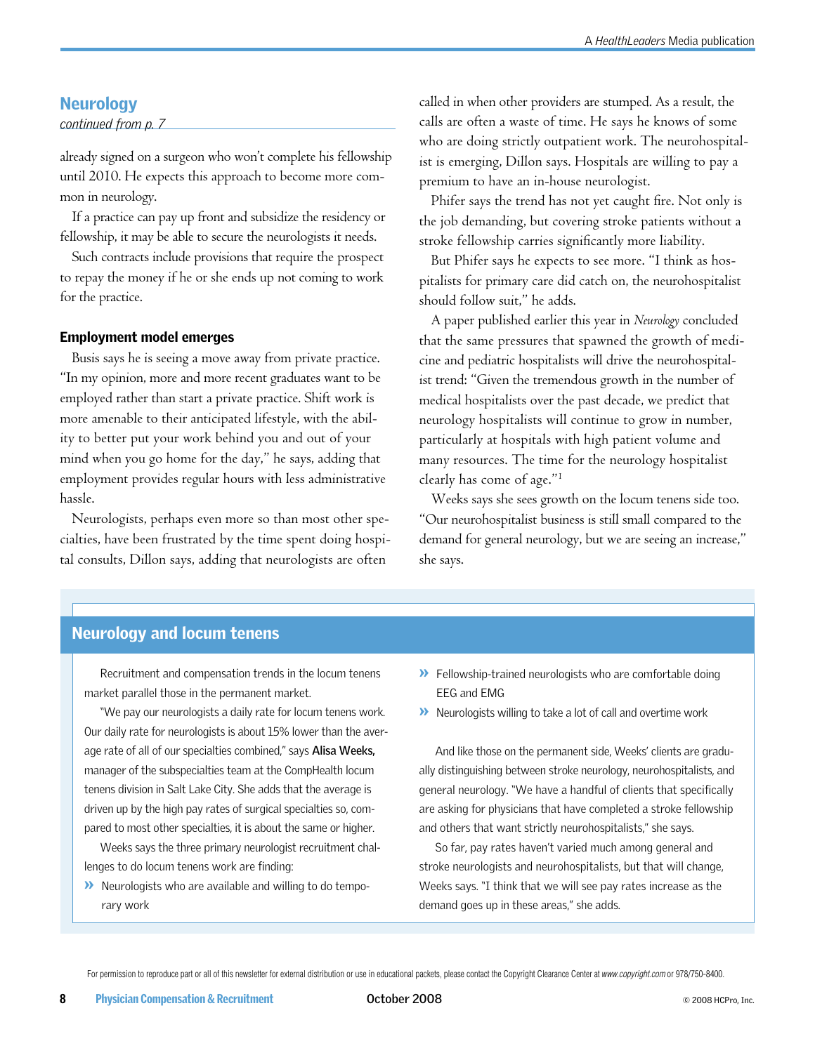## Neurology

*continued from p. 7*

already signed on a surgeon who won't complete his fellowship until 2010. He expects this approach to become more common in neurology.

If a practice can pay up front and subsidize the residency or fellowship, it may be able to secure the neurologists it needs.

Such contracts include provisions that require the prospect to repay the money if he or she ends up not coming to work for the practice.

### Employment model emerges

Busis says he is seeing a move away from private practice. "In my opinion, more and more recent graduates want to be employed rather than start a private practice. Shift work is more amenable to their anticipated lifestyle, with the ability to better put your work behind you and out of your mind when you go home for the day," he says, adding that employment provides regular hours with less administrative hassle.

Neurologists, perhaps even more so than most other specialties, have been frustrated by the time spent doing hospital consults, Dillon says, adding that neurologists are often called in when other providers are stumped. As a result, the calls are often a waste of time. He says he knows of some who are doing strictly outpatient work. The neurohospitalist is emerging, Dillon says. Hospitals are willing to pay a premium to have an in-house neurologist.

Phifer says the trend has not yet caught fire. Not only is the job demanding, but covering stroke patients without a stroke fellowship carries significantly more liability.

But Phifer says he expects to see more. "I think as hospitalists for primary care did catch on, the neurohospitalist should follow suit," he adds.

A paper published earlier this year in *Neurology* concluded that the same pressures that spawned the growth of medicine and pediatric hospitalists will drive the neurohospitalist trend: "Given the tremendous growth in the number of medical hospitalists over the past decade, we predict that neurology hospitalists will continue to grow in number, particularly at hospitals with high patient volume and many resources. The time for the neurology hospitalist clearly has come of age."[1]

Weeks says she sees growth on the locum tenens side too. "Our neurohospitalist business is still small compared to the demand for general neurology, but we are seeing an increase," she says.

## Neurology and locum tenens

Recruitment and compensation trends in the locum tenens market parallel those in the permanent market.

"We pay our neurologists a daily rate for locum tenens work. Our daily rate for neurologists is about 15% lower than the average rate of all of our specialties combined," says **Alisa Weeks,** manager of the subspecialties team at the CompHealth locum tenens division in Salt Lake City. She adds that the average is driven up by the high pay rates of surgical specialties so, compared to most other specialties, it is about the same or higher.

Weeks says the three primary neurologist recruitment challenges to do locum tenens work are finding:

- Neurologists who are available and willing to do temporary work
- Fellowship-trained neurologists who are comfortable doing EEG and EMG
- Neurologists willing to take a lot of call and overtime work

And like those on the permanent side, Weeks' clients are gradually distinguishing between stroke neurology, neurohospitalists, and general neurology. "We have a handful of clients that specifically are asking for physicians that have completed a stroke fellowship and others that want strictly neurohospitalists," she says.

So far, pay rates haven't varied much among general and stroke neurologists and neurohospitalists, but that will change, Weeks says. "I think that we will see pay rates increase as the demand goes up in these areas," she adds.

For permission to reproduce part or all of this newsletter for external distribution or use in educational packets, please contact the Copyright Clearance Center at *www.copyright.com* or 978/750-8400.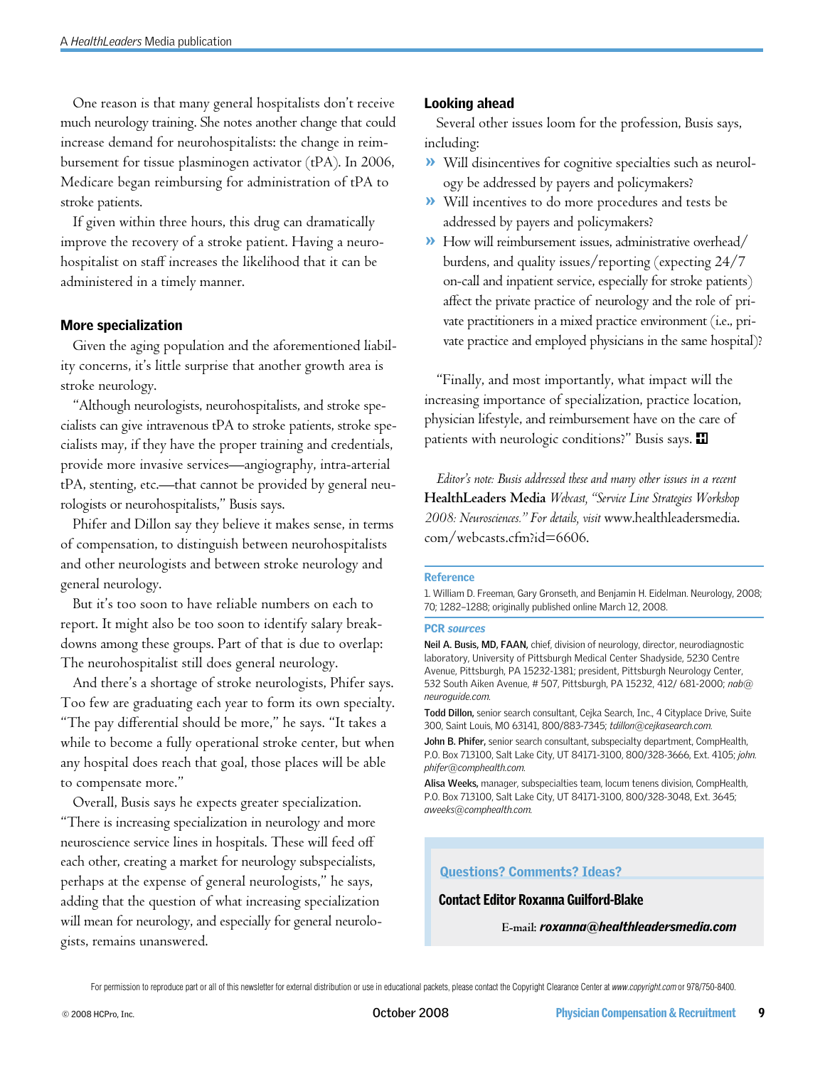One reason is that many general hospitalists don't receive much neurology training. She notes another change that could increase demand for neurohospitalists: the change in reimbursement for tissue plasminogen activator (tPA). In 2006, Medicare began reimbursing for administration of tPA to stroke patients.

If given within three hours, this drug can dramatically improve the recovery of a stroke patient. Having a neurohospitalist on staff increases the likelihood that it can be administered in a timely manner.

### More specialization

Given the aging population and the aforementioned liability concerns, it's little surprise that another growth area is stroke neurology.

"Although neurologists, neurohospitalists, and stroke specialists can give intravenous tPA to stroke patients, stroke specialists may, if they have the proper training and credentials, provide more invasive services—angiography, intra-arterial tPA, stenting, etc.—that cannot be provided by general neurologists or neurohospitalists," Busis says.

Phifer and Dillon say they believe it makes sense, in terms of compensation, to distinguish between neurohospitalists and other neurologists and between stroke neurology and general neurology.

But it's too soon to have reliable numbers on each to report. It might also be too soon to identify salary breakdowns among these groups. Part of that is due to overlap: The neurohospitalist still does general neurology.

And there's a shortage of stroke neurologists, Phifer says. Too few are graduating each year to form its own specialty. "The pay differential should be more," he says. "It takes a while to become a fully operational stroke center, but when any hospital does reach that goal, those places will be able to compensate more."

Overall, Busis says he expects greater specialization. "There is increasing specialization in neurology and more neuroscience service lines in hospitals. These will feed off each other, creating a market for neurology subspecialists, perhaps at the expense of general neurologists," he says, adding that the question of what increasing specialization will mean for neurology, and especially for general neurologists, remains unanswered.

### Looking ahead

Several other issues loom for the profession, Busis says, including:

- Will disincentives for cognitive specialties such as neurology be addressed by payers and policymakers?
- Will incentives to do more procedures and tests be addressed by payers and policymakers?
- How will reimbursement issues, administrative overhead/burdens, and quality issues/reporting (expecting 24/7 on-call and inpatient service, especially for stroke patients) affect the private practice of neurology and the role of private practitioners in a mixed practice environment (i.e., private practice and employed physicians in the same hospital)?

"Finally, and most importantly, what impact will the increasing importance of specialization, practice location, physician lifestyle, and reimbursement have on the care of patients with neurologic conditions?" Busis says.

*Editor's note: Busis addressed these and many other issues in a recent* **HealthLeaders Media** *Webcast, "Service Line Strategies Workshop 2008: Neurosciences." For details, visit* www.healthleadersmedia.com/webcasts.cfm?id=6606.

### Reference

1. William D. Freeman, Gary Gronseth, and Benjamin H. Eidelman. Neurology, 2008; 70; 1282–1288; originally published online March 12, 2008.

### PCR *sources*

**Neil A. Busis, MD, FAAN,** chief, division of neurology, director, neurodiagnostic laboratory, University of Pittsburgh Medical Center Shadyside, 5230 Centre Avenue, Pittsburgh, PA 15232-1381; president, Pittsburgh Neurology Center, 532 South Aiken Avenue, # 507, Pittsburgh, PA 15232, 412/ 681-2000; *nab@neuroguide.com.*

**Todd Dillon,** senior search consultant, Cejka Search, Inc., 4 Cityplace Drive, Suite 300, Saint Louis, MO 63141, 800/883-7345; *tdillon@cejkasearch.com.*

**John B. Phifer,** senior search consultant, subspecialty department, CompHealth, P.O. Box 713100, Salt Lake City, UT 84171-3100, 800/328-3666, Ext. 4105; *john.phifer@comphealth.com.*

**Alisa Weeks,** manager, subspecialties team, locum tenens division, CompHealth, P.O. Box 713100, Salt Lake City, UT 84171-3100, 800/328-3048, Ext. 3645; *aweeks@comphealth.com.*

**Questions? Comments? Ideas?**

**Contact Editor Roxanna Guilford-Blake**

E-mail: ***roxanna@healthleadersmedia.com***

For permission to reproduce part or all of this newsletter for external distribution or use in educational packets, please contact the Copyright Clearance Center at *www.copyright.com* or 978/750-8400.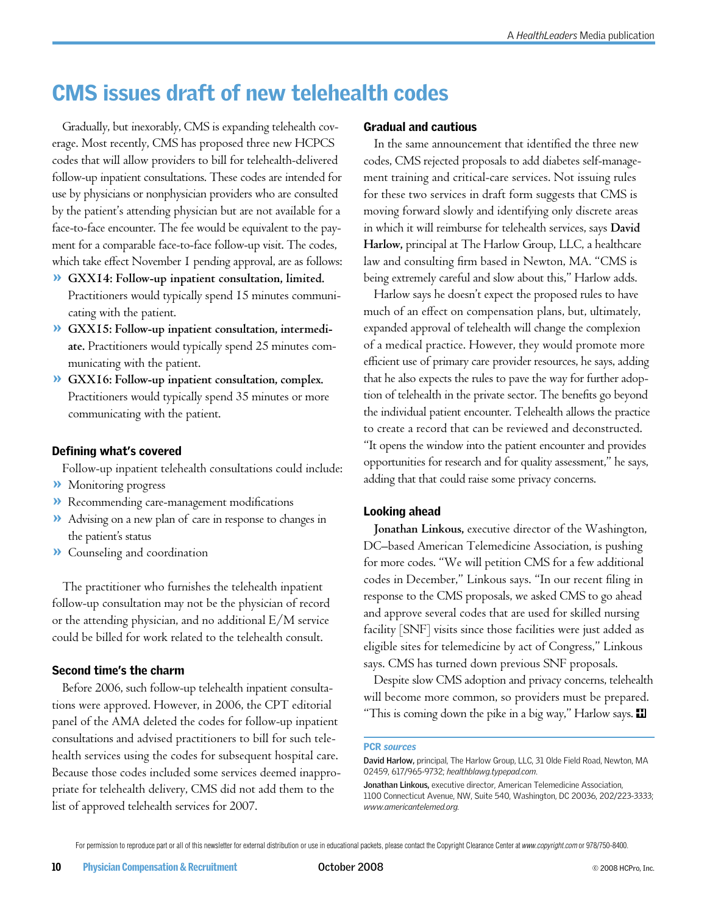# CMS issues draft of new telehealth codes

Gradually, but inexorably, CMS is expanding telehealth coverage. Most recently, CMS has proposed three new HCPCS codes that will allow providers to bill for telehealth-delivered follow-up inpatient consultations. These codes are intended for use by physicians or nonphysician providers who are consulted by the patient's attending physician but are not available for a face-to-face encounter. The fee would be equivalent to the payment for a comparable face-to-face follow-up visit. The codes, which take effect November 1 pending approval, are as follows:

- **GXX14: Follow-up inpatient consultation, limited.** Practitioners would typically spend 15 minutes communicating with the patient.
- **GXX15: Follow-up inpatient consultation, intermediate.** Practitioners would typically spend 25 minutes communicating with the patient.
- **GXX16: Follow-up inpatient consultation, complex.** Practitioners would typically spend 35 minutes or more communicating with the patient.

### Defining what's covered

Follow-up inpatient telehealth consultations could include:

- Monitoring progress
- Recommending care-management modifications
- Advising on a new plan of care in response to changes in the patient's status
- Counseling and coordination

The practitioner who furnishes the telehealth inpatient follow-up consultation may not be the physician of record or the attending physician, and no additional E/M service could be billed for work related to the telehealth consult.

### Second time's the charm

Before 2006, such follow-up telehealth inpatient consultations were approved. However, in 2006, the CPT editorial panel of the AMA deleted the codes for follow-up inpatient consultations and advised practitioners to bill for such telehealth services using the codes for subsequent hospital care. Because those codes included some services deemed inappropriate for telehealth delivery, CMS did not add them to the list of approved telehealth services for 2007.

### Gradual and cautious

In the same announcement that identified the three new codes, CMS rejected proposals to add diabetes self-management training and critical-care services. Not issuing rules for these two services in draft form suggests that CMS is moving forward slowly and identifying only discrete areas in which it will reimburse for telehealth services, says **David Harlow,** principal at The Harlow Group, LLC, a healthcare law and consulting firm based in Newton, MA. "CMS is being extremely careful and slow about this," Harlow adds.

Harlow says he doesn't expect the proposed rules to have much of an effect on compensation plans, but, ultimately, expanded approval of telehealth will change the complexion of a medical practice. However, they would promote more efficient use of primary care provider resources, he says, adding that he also expects the rules to pave the way for further adoption of telehealth in the private sector. The benefits go beyond the individual patient encounter. Telehealth allows the practice to create a record that can be reviewed and deconstructed. "It opens the window into the patient encounter and provides opportunities for research and for quality assessment," he says, adding that that could raise some privacy concerns.

### Looking ahead

**Jonathan Linkous,** executive director of the Washington, DC–based American Telemedicine Association, is pushing for more codes. "We will petition CMS for a few additional codes in December," Linkous says. "In our recent filing in response to the CMS proposals, we asked CMS to go ahead and approve several codes that are used for skilled nursing facility [SNF] visits since those facilities were just added as eligible sites for telemedicine by act of Congress," Linkous says. CMS has turned down previous SNF proposals.

Despite slow CMS adoption and privacy concerns, telehealth will become more common, so providers must be prepared. "This is coming down the pike in a big way," Harlow says.

**PCR *sources***

**David Harlow,** principal, The Harlow Group, LLC, 31 Olde Field Road, Newton, MA 02459, 617/965-9732; *healthblawg.typepad.com*.

**Jonathan Linkous,** executive director, American Telemedicine Association, 1100 Connecticut Avenue, NW, Suite 540, Washington, DC 20036, 202/223-3333; *www.americantelemed.org*.

For permission to reproduce part or all of this newsletter for external distribution or use in educational packets, please contact the Copyright Clearance Center at *www.copyright.com* or 978/750-8400.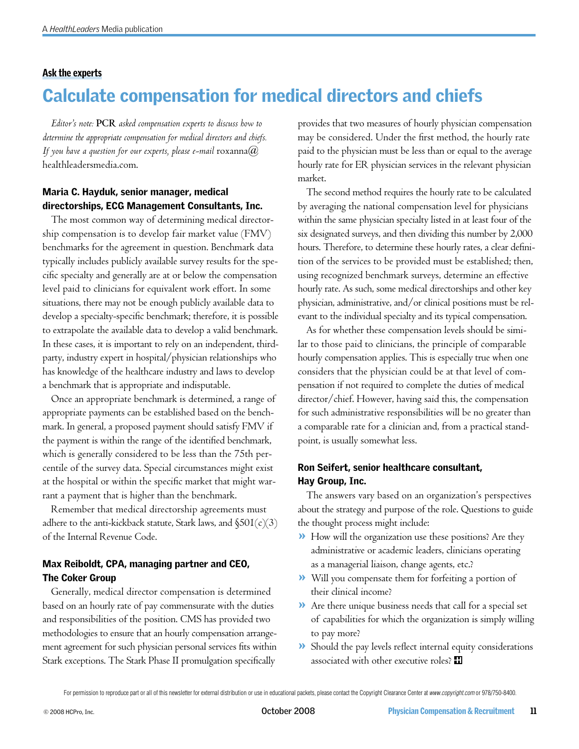**Ask the experts**

# Calculate compensation for medical directors and chiefs

*Editor's note:* **PCR** *asked compensation experts to discuss how to determine the appropriate compensation for medical directors and chiefs. If you have a question for our experts, please e-mail* roxanna@healthleadersmedia.com.

### Maria C. Hayduk, senior manager, medical directorships, ECG Management Consultants, Inc.

The most common way of determining medical directorship compensation is to develop fair market value (FMV) benchmarks for the agreement in question. Benchmark data typically includes publicly available survey results for the specific specialty and generally are at or below the compensation level paid to clinicians for equivalent work effort. In some situations, there may not be enough publicly available data to develop a specialty-specific benchmark; therefore, it is possible to extrapolate the available data to develop a valid benchmark. In these cases, it is important to rely on an independent, third-party, industry expert in hospital/physician relationships who has knowledge of the healthcare industry and laws to develop a benchmark that is appropriate and indisputable.

Once an appropriate benchmark is determined, a range of appropriate payments can be established based on the benchmark. In general, a proposed payment should satisfy FMV if the payment is within the range of the identified benchmark, which is generally considered to be less than the 75th percentile of the survey data. Special circumstances might exist at the hospital or within the specific market that might warrant a payment that is higher than the benchmark.

Remember that medical directorship agreements must adhere to the anti-kickback statute, Stark laws, and §501(c)(3) of the Internal Revenue Code.

### Max Reiboldt, CPA, managing partner and CEO, The Coker Group

Generally, medical director compensation is determined based on an hourly rate of pay commensurate with the duties and responsibilities of the position. CMS has provided two methodologies to ensure that an hourly compensation arrangement agreement for such physician personal services fits within Stark exceptions. The Stark Phase II promulgation specifically provides that two measures of hourly physician compensation may be considered. Under the first method, the hourly rate paid to the physician must be less than or equal to the average hourly rate for ER physician services in the relevant physician market.

The second method requires the hourly rate to be calculated by averaging the national compensation level for physicians within the same physician specialty listed in at least four of the six designated surveys, and then dividing this number by 2,000 hours. Therefore, to determine these hourly rates, a clear definition of the services to be provided must be established; then, using recognized benchmark surveys, determine an effective hourly rate. As such, some medical directorships and other key physician, administrative, and/or clinical positions must be relevant to the individual specialty and its typical compensation.

As for whether these compensation levels should be similar to those paid to clinicians, the principle of comparable hourly compensation applies. This is especially true when one considers that the physician could be at that level of compensation if not required to complete the duties of medical director/chief. However, having said this, the compensation for such administrative responsibilities will be no greater than a comparable rate for a clinician and, from a practical standpoint, is usually somewhat less.

### Ron Seifert, senior healthcare consultant, Hay Group, Inc.

The answers vary based on an organization's perspectives about the strategy and purpose of the role. Questions to guide the thought process might include:

- How will the organization use these positions? Are they administrative or academic leaders, clinicians operating as a managerial liaison, change agents, etc.?
- Will you compensate them for forfeiting a portion of their clinical income?
- Are there unique business needs that call for a special set of capabilities for which the organization is simply willing to pay more?
- Should the pay levels reflect internal equity considerations associated with other executive roles?

For permission to reproduce part or all of this newsletter for external distribution or use in educational packets, please contact the Copyright Clearance Center at *www.copyright.com* or 978/750-8400.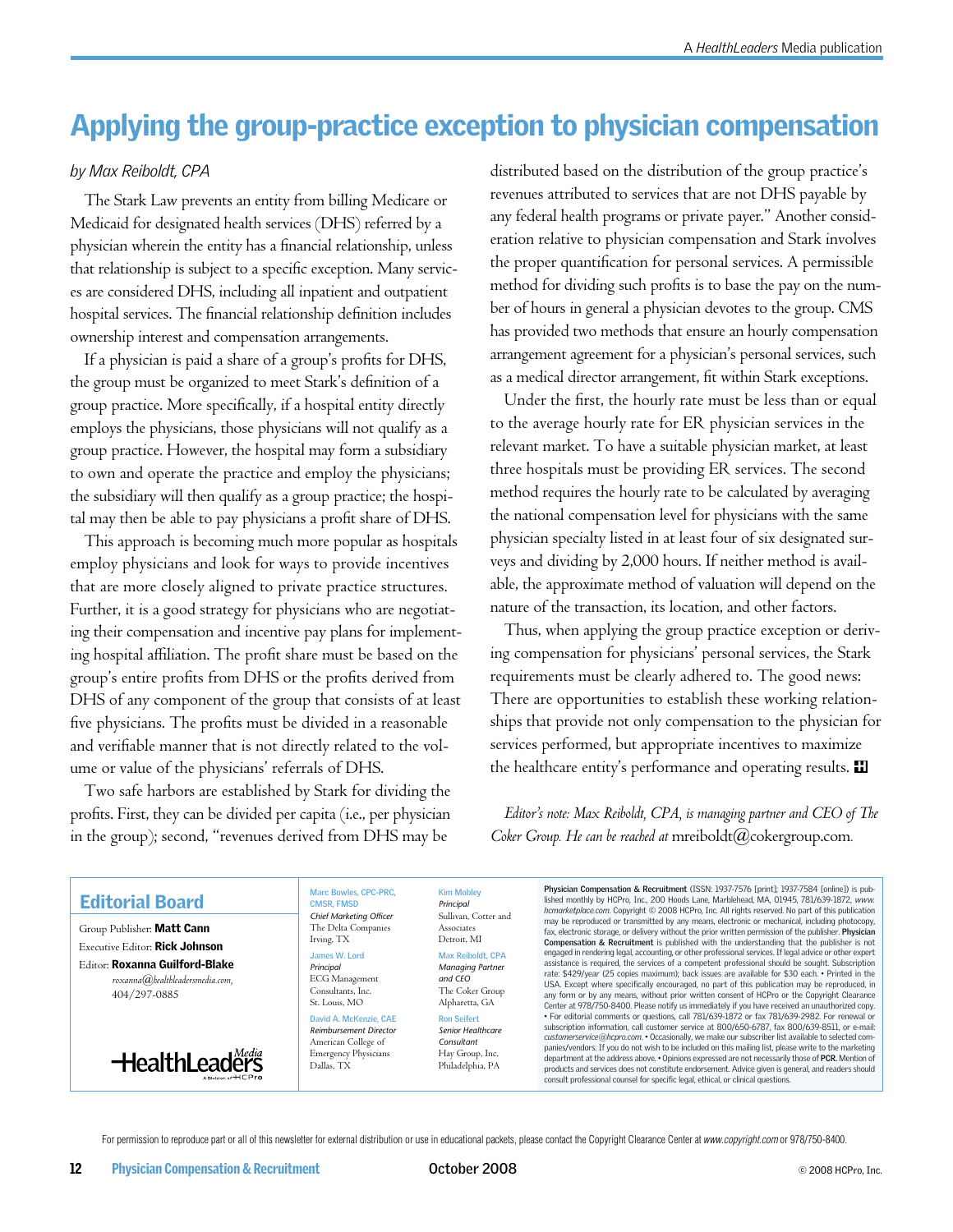# Applying the group-practice exception to physician compensation

*by Max Reiboldt, CPA*

The Stark Law prevents an entity from billing Medicare or Medicaid for designated health services (DHS) referred by a physician wherein the entity has a financial relationship, unless that relationship is subject to a specific exception. Many services are considered DHS, including all inpatient and outpatient hospital services. The financial relationship definition includes ownership interest and compensation arrangements.

If a physician is paid a share of a group's profits for DHS, the group must be organized to meet Stark's definition of a group practice. More specifically, if a hospital entity directly employs the physicians, those physicians will not qualify as a group practice. However, the hospital may form a subsidiary to own and operate the practice and employ the physicians; the subsidiary will then qualify as a group practice; the hospital may then be able to pay physicians a profit share of DHS.

This approach is becoming much more popular as hospitals employ physicians and look for ways to provide incentives that are more closely aligned to private practice structures. Further, it is a good strategy for physicians who are negotiating their compensation and incentive pay plans for implementing hospital affiliation. The profit share must be based on the group's entire profits from DHS or the profits derived from DHS of any component of the group that consists of at least five physicians. The profits must be divided in a reasonable and verifiable manner that is not directly related to the volume or value of the physicians' referrals of DHS.

Two safe harbors are established by Stark for dividing the profits. First, they can be divided per capita (i.e., per physician in the group); second, "revenues derived from DHS may be distributed based on the distribution of the group practice's revenues attributed to services that are not DHS payable by any federal health programs or private payer." Another consideration relative to physician compensation and Stark involves the proper quantification for personal services. A permissible method for dividing such profits is to base the pay on the number of hours in general a physician devotes to the group. CMS has provided two methods that ensure an hourly compensation arrangement agreement for a physician's personal services, such as a medical director arrangement, fit within Stark exceptions.

Under the first, the hourly rate must be less than or equal to the average hourly rate for ER physician services in the relevant market. To have a suitable physician market, at least three hospitals must be providing ER services. The second method requires the hourly rate to be calculated by averaging the national compensation level for physicians with the same physician specialty listed in at least four of six designated surveys and dividing by 2,000 hours. If neither method is available, the approximate method of valuation will depend on the nature of the transaction, its location, and other factors.

Thus, when applying the group practice exception or deriving compensation for physicians' personal services, the Stark requirements must be clearly adhered to. The good news: There are opportunities to establish these working relationships that provide not only compensation to the physician for services performed, but appropriate incentives to maximize the healthcare entity's performance and operating results.

*Editor's note: Max Reiboldt, CPA, is managing partner and CEO of The Coker Group. He can be reached at* mreiboldt@cokergroup.com.

## Editorial Board

Group Publisher: **Matt Cann**

Executive Editor: **Rick Johnson**

Editor: **Roxanna Guilford-Blake**
*roxanna@healthleadersmedia.com*,
404/297-0885

Marc Bowles, CPC-PRC, CMSR, FMSD
*Chief Marketing Officer*
The Delta Companies
Irving, TX

James W. Lord
*Principal*
ECG Management Consultants, Inc.
St. Louis, MO

David A. McKenzie, CAE
*Reimbursement Director*
American College of Emergency Physicians
Dallas, TX

Kim Mobley
*Principal*
Sullivan, Cotter and Associates
Detroit, MI

Max Reiboldt, CPA
*Managing Partner and CEO*
The Coker Group
Alpharetta, GA

Ron Seifert
*Senior Healthcare Consultant*
Hay Group, Inc.
Philadelphia, PA

**Physician Compensation & Recruitment** (ISSN: 1937-7576 [print]; 1937-7584 [online]) is published monthly by HCPro, Inc., 200 Hoods Lane, Marblehead, MA, 01945, 781/639-1872, *www.hcmarketplace.com*. Copyright © 2008 HCPro, Inc. All rights reserved. No part of this publication may be reproduced or transmitted by any means, electronic or mechanical, including photocopy, fax, electronic storage, or delivery without the prior written permission of the publisher. **Physician Compensation & Recruitment** is published with the understanding that the publisher is not engaged in rendering legal, accounting, or other professional services. If legal advice or other expert assistance is required, the services of a competent professional should be sought. Subscription rate: $429/year (25 copies maximum); back issues are available for $30 each. • Printed in the USA. Except where specifically encouraged, no part of this publication may be reproduced, in any form or by any means, without prior written consent of HCPro or the Copyright Clearance Center at 978/750-8400. Please notify us immediately if you have received an unauthorized copy. • For editorial comments or questions, call 781/639-1872 or fax 781/639-2982. For renewal or subscription information, call customer service at 800/650-6787, fax 800/639-8511, or e-mail: *customerservice@hcpro.com*. • Occasionally, we make our subscriber list available to selected companies/vendors. If you do not wish to be included on this mailing list, please write to the marketing department at the address above. • Opinions expressed are not necessarily those of **PCR**. Mention of products and services does not constitute endorsement. Advice given is general, and readers should consult professional counsel for specific legal, ethical, or clinical questions.

For permission to reproduce part or all of this newsletter for external distribution or use in educational packets, please contact the Copyright Clearance Center at *www.copyright.com* or 978/750-8400.